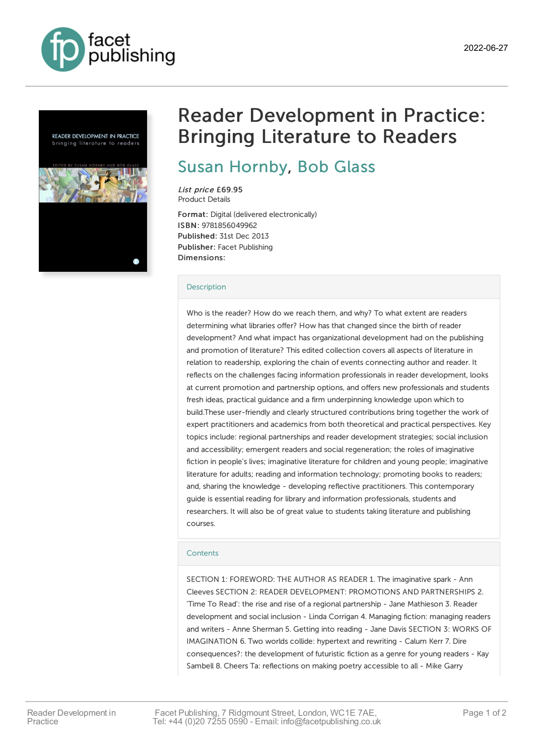2022-06-27

# Reader Development in Practice: Bringing Literature to Readers

## Susan Hornby, Bob Glass

*List price* £69.95
Product Details

**Format:** Digital (delivered electronically)
**ISBN:** 9781856049962
**Published:** 31st Dec 2013
**Publisher:** Facet Publishing
**Dimensions:**

### Description

Who is the reader? How do we reach them, and why? To what extent are readers determining what libraries offer? How has that changed since the birth of reader development? And what impact has organizational development had on the publishing and promotion of literature? This edited collection covers all aspects of literature in relation to readership, exploring the chain of events connecting author and reader. It reflects on the challenges facing information professionals in reader development, looks at current promotion and partnership options, and offers new professionals and students fresh ideas, practical guidance and a firm underpinning knowledge upon which to build.These user-friendly and clearly structured contributions bring together the work of expert practitioners and academics from both theoretical and practical perspectives. Key topics include: regional partnerships and reader development strategies; social inclusion and accessibility; emergent readers and social regeneration; the roles of imaginative fiction in people's lives; imaginative literature for children and young people; imaginative literature for adults; reading and information technology; promoting books to readers; and, sharing the knowledge - developing reflective practitioners. This contemporary guide is essential reading for library and information professionals, students and researchers. It will also be of great value to students taking literature and publishing courses.

### Contents

SECTION 1: FOREWORD: THE AUTHOR AS READER 1. The imaginative spark - Ann Cleeves SECTION 2: READER DEVELOPMENT: PROMOTIONS AND PARTNERSHIPS 2. 'Time To Read': the rise and rise of a regional partnership - Jane Mathieson 3. Reader development and social inclusion - Linda Corrigan 4. Managing fiction: managing readers and writers - Anne Sherman 5. Getting into reading - Jane Davis SECTION 3: WORKS OF IMAGINATION 6. Two worlds collide: hypertext and rewriting - Calum Kerr 7. Dire consequences?: the development of futuristic fiction as a genre for young readers - Kay Sambell 8. Cheers Ta: reflections on making poetry accessible to all - Mike Garry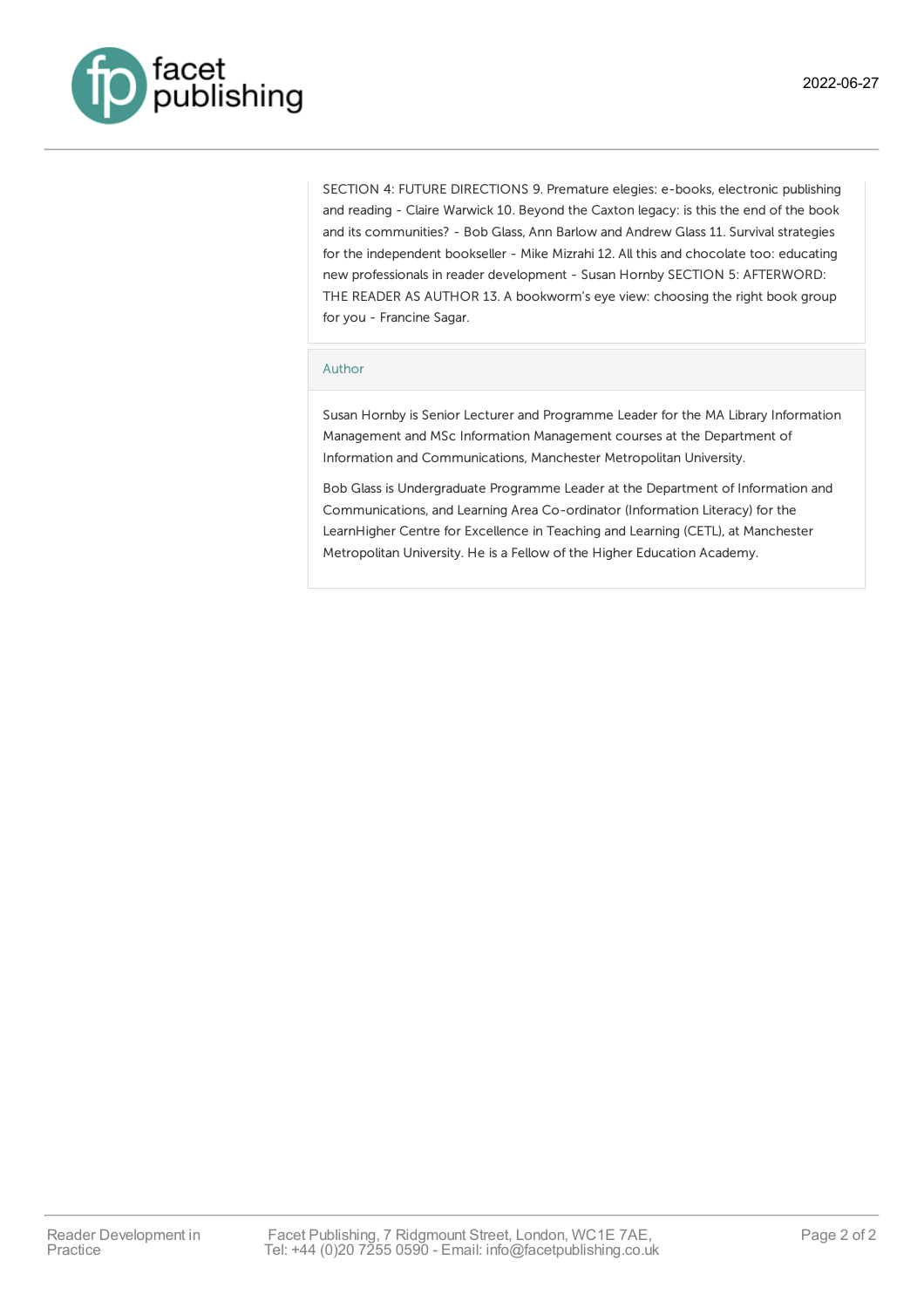SECTION 4: FUTURE DIRECTIONS 9. Premature elegies: e-books, electronic publishing and reading - Claire Warwick 10. Beyond the Caxton legacy: is this the end of the book and its communities? - Bob Glass, Ann Barlow and Andrew Glass 11. Survival strategies for the independent bookseller - Mike Mizrahi 12. All this and chocolate too: educating new professionals in reader development - Susan Hornby SECTION 5: AFTERWORD: THE READER AS AUTHOR 13. A bookworm's eye view: choosing the right book group for you - Francine Sagar.

## Author

Susan Hornby is Senior Lecturer and Programme Leader for the MA Library Information Management and MSc Information Management courses at the Department of Information and Communications, Manchester Metropolitan University.

Bob Glass is Undergraduate Programme Leader at the Department of Information and Communications, and Learning Area Co-ordinator (Information Literacy) for the LearnHigher Centre for Excellence in Teaching and Learning (CETL), at Manchester Metropolitan University. He is a Fellow of the Higher Education Academy.